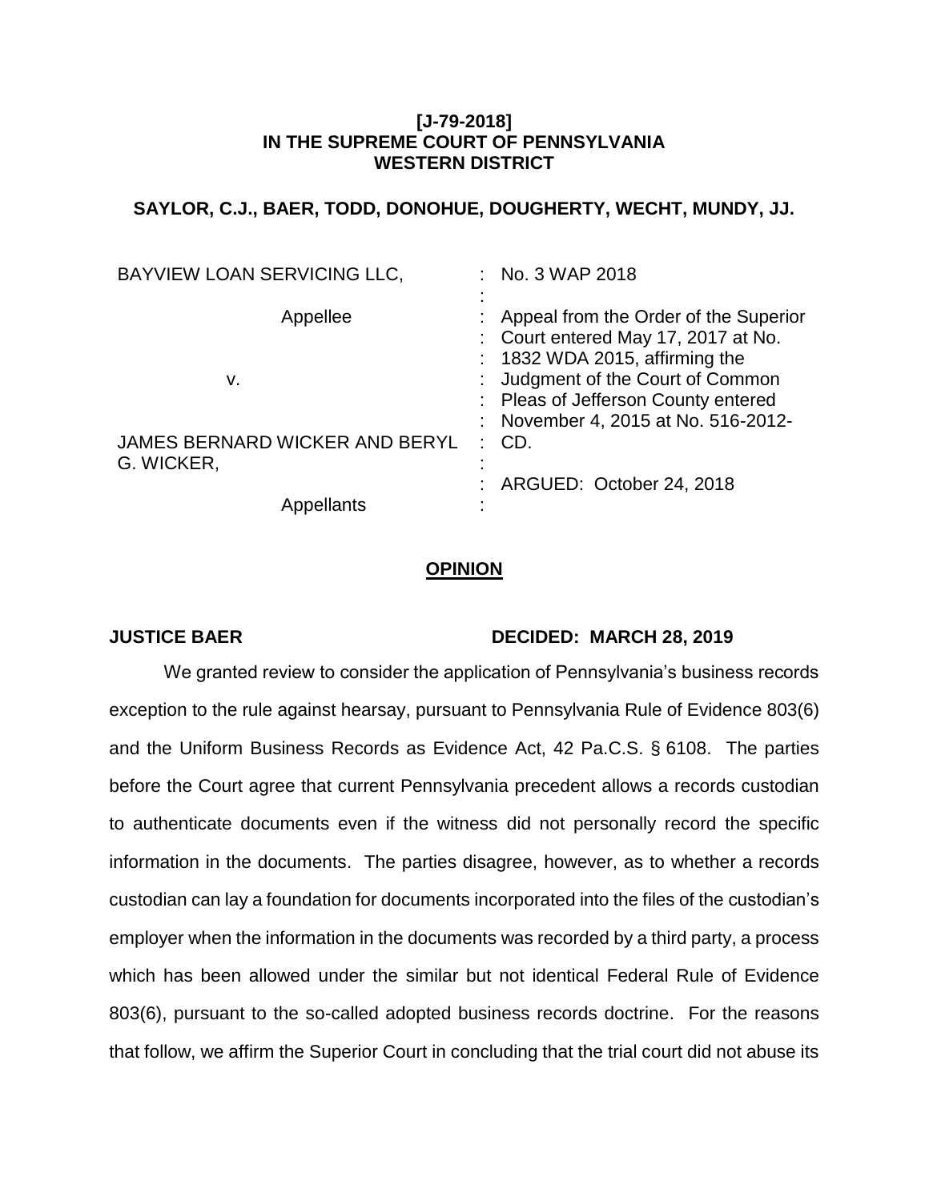**[J-79-2018]**
**IN THE SUPREME COURT OF PENNSYLVANIA**
**WESTERN DISTRICT**

**SAYLOR, C.J., BAER, TODD, DONOHUE, DOUGHERTY, WECHT, MUNDY, JJ.**

| | |
|---|---|
| BAYVIEW LOAN SERVICING LLC, | No. 3 WAP 2018 |
| Appellee | Appeal from the Order of the Superior Court entered May 17, 2017 at No. 1832 WDA 2015, affirming the Judgment of the Court of Common Pleas of Jefferson County entered November 4, 2015 at No. 516-2012-CD. |
| v. | |
| JAMES BERNARD WICKER AND BERYL G. WICKER, | ARGUED: October 24, 2018 |
| Appellants | |

## OPINION

**JUSTICE BAER** **DECIDED: MARCH 28, 2019**

We granted review to consider the application of Pennsylvania's business records exception to the rule against hearsay, pursuant to Pennsylvania Rule of Evidence 803(6) and the Uniform Business Records as Evidence Act, 42 Pa.C.S. § 6108. The parties before the Court agree that current Pennsylvania precedent allows a records custodian to authenticate documents even if the witness did not personally record the specific information in the documents. The parties disagree, however, as to whether a records custodian can lay a foundation for documents incorporated into the files of the custodian's employer when the information in the documents was recorded by a third party, a process which has been allowed under the similar but not identical Federal Rule of Evidence 803(6), pursuant to the so-called adopted business records doctrine. For the reasons that follow, we affirm the Superior Court in concluding that the trial court did not abuse its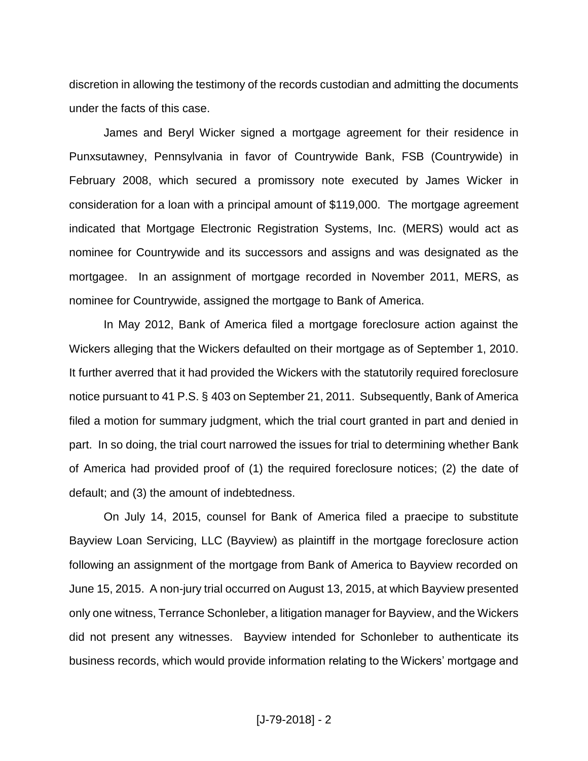discretion in allowing the testimony of the records custodian and admitting the documents under the facts of this case.

James and Beryl Wicker signed a mortgage agreement for their residence in Punxsutawney, Pennsylvania in favor of Countrywide Bank, FSB (Countrywide) in February 2008, which secured a promissory note executed by James Wicker in consideration for a loan with a principal amount of $119,000. The mortgage agreement indicated that Mortgage Electronic Registration Systems, Inc. (MERS) would act as nominee for Countrywide and its successors and assigns and was designated as the mortgagee. In an assignment of mortgage recorded in November 2011, MERS, as nominee for Countrywide, assigned the mortgage to Bank of America.

In May 2012, Bank of America filed a mortgage foreclosure action against the Wickers alleging that the Wickers defaulted on their mortgage as of September 1, 2010. It further averred that it had provided the Wickers with the statutorily required foreclosure notice pursuant to 41 P.S. § 403 on September 21, 2011. Subsequently, Bank of America filed a motion for summary judgment, which the trial court granted in part and denied in part. In so doing, the trial court narrowed the issues for trial to determining whether Bank of America had provided proof of (1) the required foreclosure notices; (2) the date of default; and (3) the amount of indebtedness.

On July 14, 2015, counsel for Bank of America filed a praecipe to substitute Bayview Loan Servicing, LLC (Bayview) as plaintiff in the mortgage foreclosure action following an assignment of the mortgage from Bank of America to Bayview recorded on June 15, 2015. A non-jury trial occurred on August 13, 2015, at which Bayview presented only one witness, Terrance Schonleber, a litigation manager for Bayview, and the Wickers did not present any witnesses. Bayview intended for Schonleber to authenticate its business records, which would provide information relating to the Wickers' mortgage and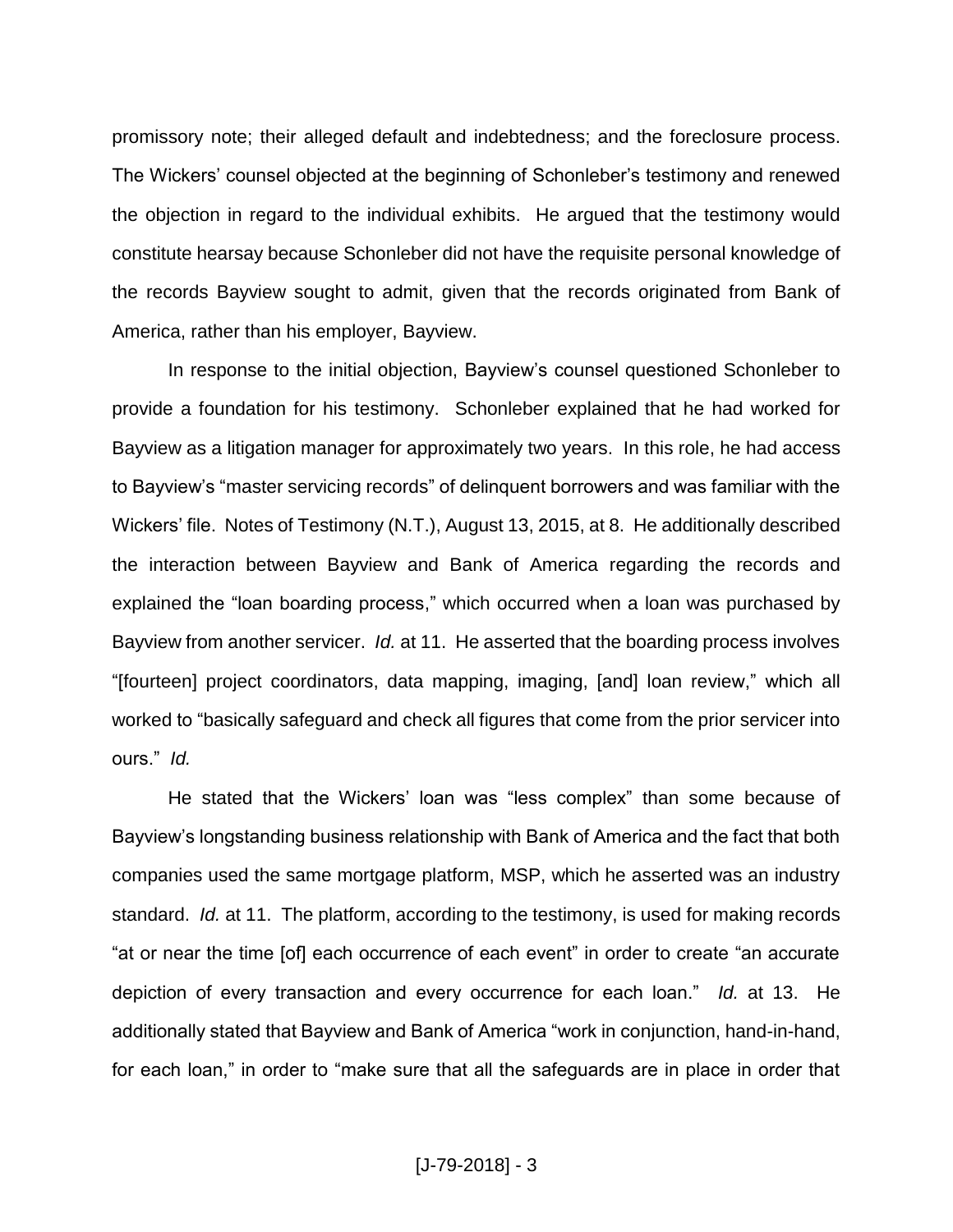promissory note; their alleged default and indebtedness; and the foreclosure process. The Wickers' counsel objected at the beginning of Schonleber's testimony and renewed the objection in regard to the individual exhibits. He argued that the testimony would constitute hearsay because Schonleber did not have the requisite personal knowledge of the records Bayview sought to admit, given that the records originated from Bank of America, rather than his employer, Bayview.

In response to the initial objection, Bayview's counsel questioned Schonleber to provide a foundation for his testimony. Schonleber explained that he had worked for Bayview as a litigation manager for approximately two years. In this role, he had access to Bayview's "master servicing records" of delinquent borrowers and was familiar with the Wickers' file. Notes of Testimony (N.T.), August 13, 2015, at 8. He additionally described the interaction between Bayview and Bank of America regarding the records and explained the "loan boarding process," which occurred when a loan was purchased by Bayview from another servicer. *Id.* at 11. He asserted that the boarding process involves "[fourteen] project coordinators, data mapping, imaging, [and] loan review," which all worked to "basically safeguard and check all figures that come from the prior servicer into ours." *Id.*

He stated that the Wickers' loan was "less complex" than some because of Bayview's longstanding business relationship with Bank of America and the fact that both companies used the same mortgage platform, MSP, which he asserted was an industry standard. *Id.* at 11. The platform, according to the testimony, is used for making records "at or near the time [of] each occurrence of each event" in order to create "an accurate depiction of every transaction and every occurrence for each loan." *Id.* at 13. He additionally stated that Bayview and Bank of America "work in conjunction, hand-in-hand, for each loan," in order to "make sure that all the safeguards are in place in order that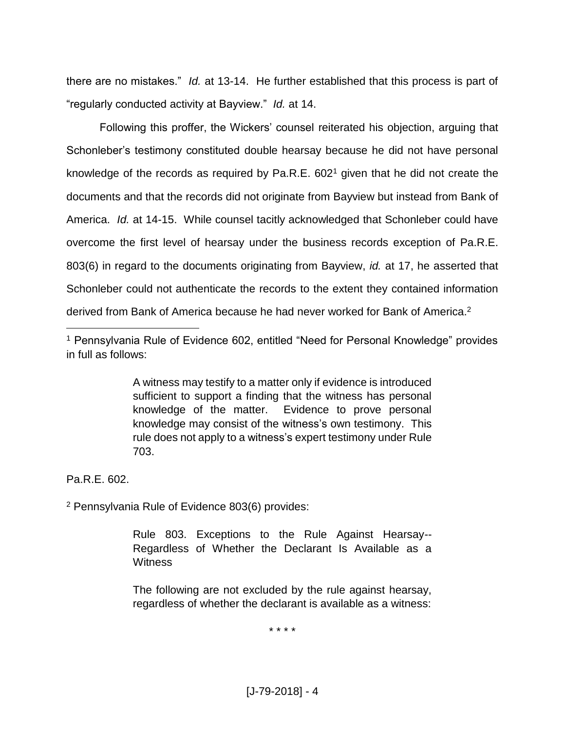there are no mistakes." *Id.* at 13-14. He further established that this process is part of "regularly conducted activity at Bayview." *Id.* at 14.

Following this proffer, the Wickers' counsel reiterated his objection, arguing that Schonleber's testimony constituted double hearsay because he did not have personal knowledge of the records as required by Pa.R.E. 602[1] given that he did not create the documents and that the records did not originate from Bayview but instead from Bank of America. *Id.* at 14-15. While counsel tacitly acknowledged that Schonleber could have overcome the first level of hearsay under the business records exception of Pa.R.E. 803(6) in regard to the documents originating from Bayview, *id.* at 17, he asserted that Schonleber could not authenticate the records to the extent they contained information derived from Bank of America because he had never worked for Bank of America.[2]

---

[1] Pennsylvania Rule of Evidence 602, entitled "Need for Personal Knowledge" provides in full as follows:

> A witness may testify to a matter only if evidence is introduced sufficient to support a finding that the witness has personal knowledge of the matter. Evidence to prove personal knowledge may consist of the witness's own testimony. This rule does not apply to a witness's expert testimony under Rule 703.

Pa.R.E. 602.

[2] Pennsylvania Rule of Evidence 803(6) provides:

> Rule 803. Exceptions to the Rule Against Hearsay--Regardless of Whether the Declarant Is Available as a Witness
>
> The following are not excluded by the rule against hearsay, regardless of whether the declarant is available as a witness:
>
> * * * *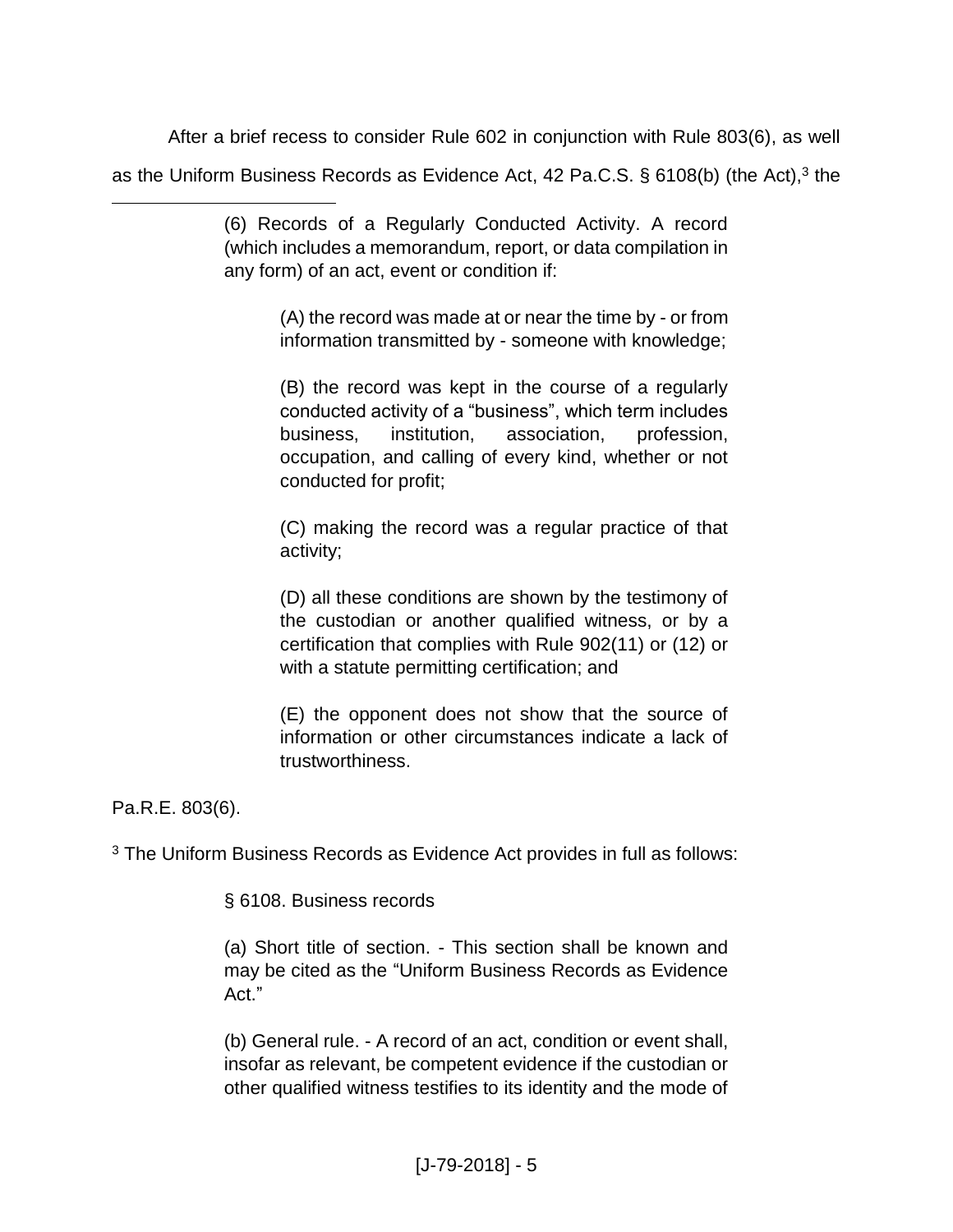After a brief recess to consider Rule 602 in conjunction with Rule 803(6), as well as the Uniform Business Records as Evidence Act, 42 Pa.C.S. § 6108(b) (the Act),[3] the

---

> (6) Records of a Regularly Conducted Activity. A record (which includes a memorandum, report, or data compilation in any form) of an act, event or condition if:
>
> > (A) the record was made at or near the time by - or from information transmitted by - someone with knowledge;
> >
> > (B) the record was kept in the course of a regularly conducted activity of a "business", which term includes business, institution, association, profession, occupation, and calling of every kind, whether or not conducted for profit;
> >
> > (C) making the record was a regular practice of that activity;
> >
> > (D) all these conditions are shown by the testimony of the custodian or another qualified witness, or by a certification that complies with Rule 902(11) or (12) or with a statute permitting certification; and
> >
> > (E) the opponent does not show that the source of information or other circumstances indicate a lack of trustworthiness.

Pa.R.E. 803(6).

[3] The Uniform Business Records as Evidence Act provides in full as follows:

> § 6108. Business records
>
> (a) Short title of section. - This section shall be known and may be cited as the "Uniform Business Records as Evidence Act."
>
> (b) General rule. - A record of an act, condition or event shall, insofar as relevant, be competent evidence if the custodian or other qualified witness testifies to its identity and the mode of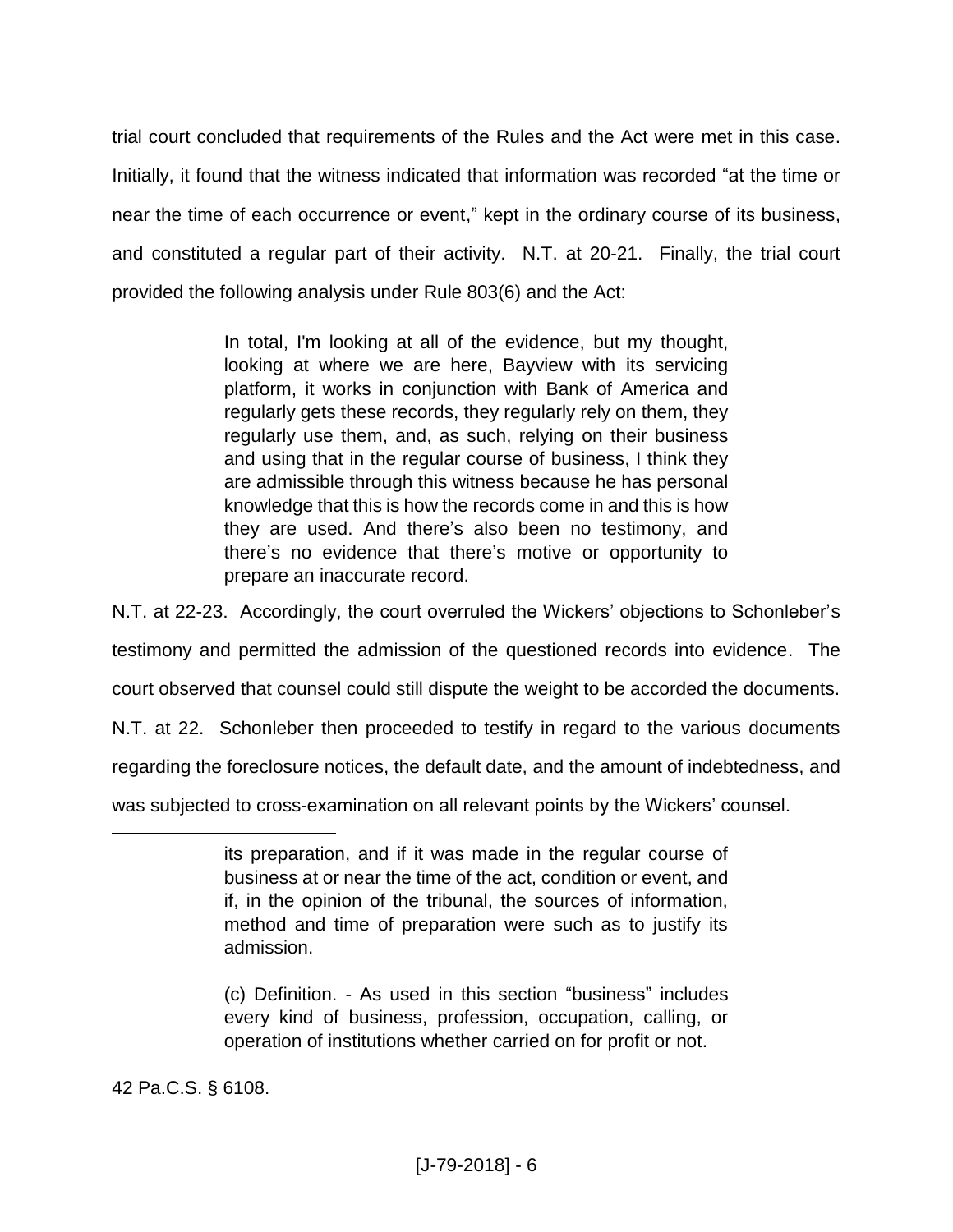trial court concluded that requirements of the Rules and the Act were met in this case. Initially, it found that the witness indicated that information was recorded "at the time or near the time of each occurrence or event," kept in the ordinary course of its business, and constituted a regular part of their activity. N.T. at 20-21. Finally, the trial court provided the following analysis under Rule 803(6) and the Act:

> In total, I'm looking at all of the evidence, but my thought, looking at where we are here, Bayview with its servicing platform, it works in conjunction with Bank of America and regularly gets these records, they regularly rely on them, they regularly use them, and, as such, relying on their business and using that in the regular course of business, I think they are admissible through this witness because he has personal knowledge that this is how the records come in and this is how they are used. And there's also been no testimony, and there's no evidence that there's motive or opportunity to prepare an inaccurate record.

N.T. at 22-23. Accordingly, the court overruled the Wickers' objections to Schonleber's testimony and permitted the admission of the questioned records into evidence. The court observed that counsel could still dispute the weight to be accorded the documents. N.T. at 22. Schonleber then proceeded to testify in regard to the various documents regarding the foreclosure notices, the default date, and the amount of indebtedness, and was subjected to cross-examination on all relevant points by the Wickers' counsel.

---

> its preparation, and if it was made in the regular course of business at or near the time of the act, condition or event, and if, in the opinion of the tribunal, the sources of information, method and time of preparation were such as to justify its admission.
>
> (c) Definition. - As used in this section "business" includes every kind of business, profession, occupation, calling, or operation of institutions whether carried on for profit or not.

42 Pa.C.S. § 6108.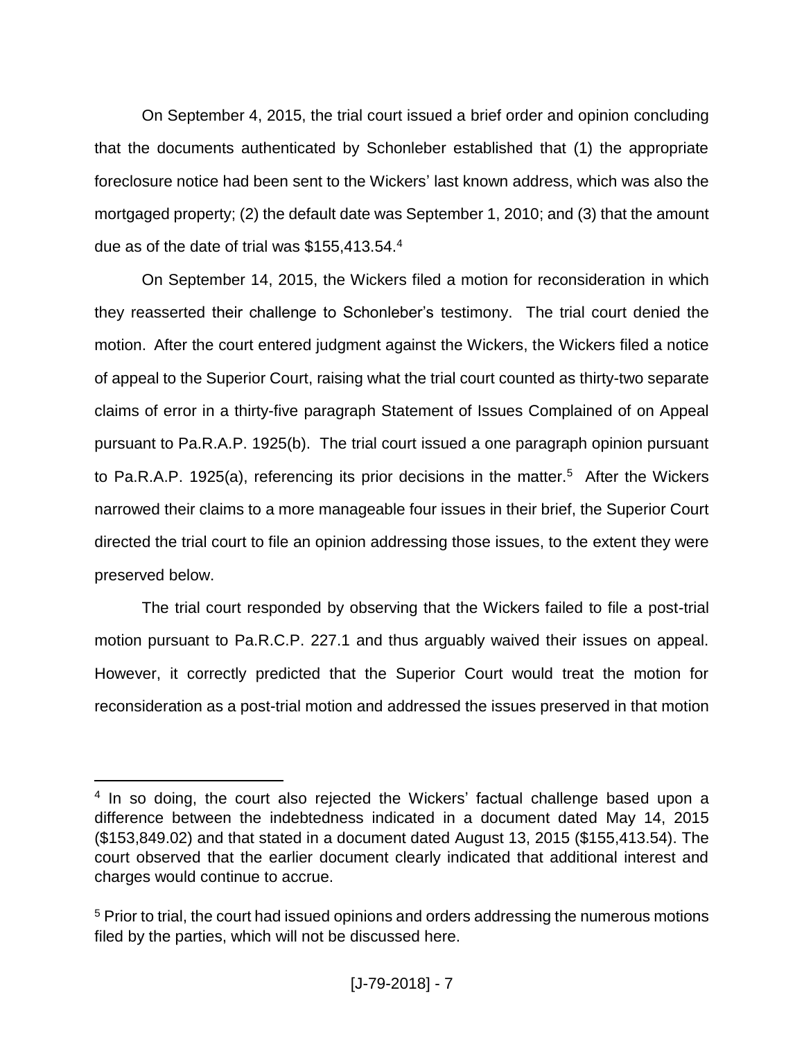On September 4, 2015, the trial court issued a brief order and opinion concluding that the documents authenticated by Schonleber established that (1) the appropriate foreclosure notice had been sent to the Wickers' last known address, which was also the mortgaged property; (2) the default date was September 1, 2010; and (3) that the amount due as of the date of trial was $155,413.54.[4]

On September 14, 2015, the Wickers filed a motion for reconsideration in which they reasserted their challenge to Schonleber's testimony. The trial court denied the motion. After the court entered judgment against the Wickers, the Wickers filed a notice of appeal to the Superior Court, raising what the trial court counted as thirty-two separate claims of error in a thirty-five paragraph Statement of Issues Complained of on Appeal pursuant to Pa.R.A.P. 1925(b). The trial court issued a one paragraph opinion pursuant to Pa.R.A.P. 1925(a), referencing its prior decisions in the matter.[5] After the Wickers narrowed their claims to a more manageable four issues in their brief, the Superior Court directed the trial court to file an opinion addressing those issues, to the extent they were preserved below.

The trial court responded by observing that the Wickers failed to file a post-trial motion pursuant to Pa.R.C.P. 227.1 and thus arguably waived their issues on appeal. However, it correctly predicted that the Superior Court would treat the motion for reconsideration as a post-trial motion and addressed the issues preserved in that motion

---

[4] In so doing, the court also rejected the Wickers' factual challenge based upon a difference between the indebtedness indicated in a document dated May 14, 2015 ($153,849.02) and that stated in a document dated August 13, 2015 ($155,413.54). The court observed that the earlier document clearly indicated that additional interest and charges would continue to accrue.

[5] Prior to trial, the court had issued opinions and orders addressing the numerous motions filed by the parties, which will not be discussed here.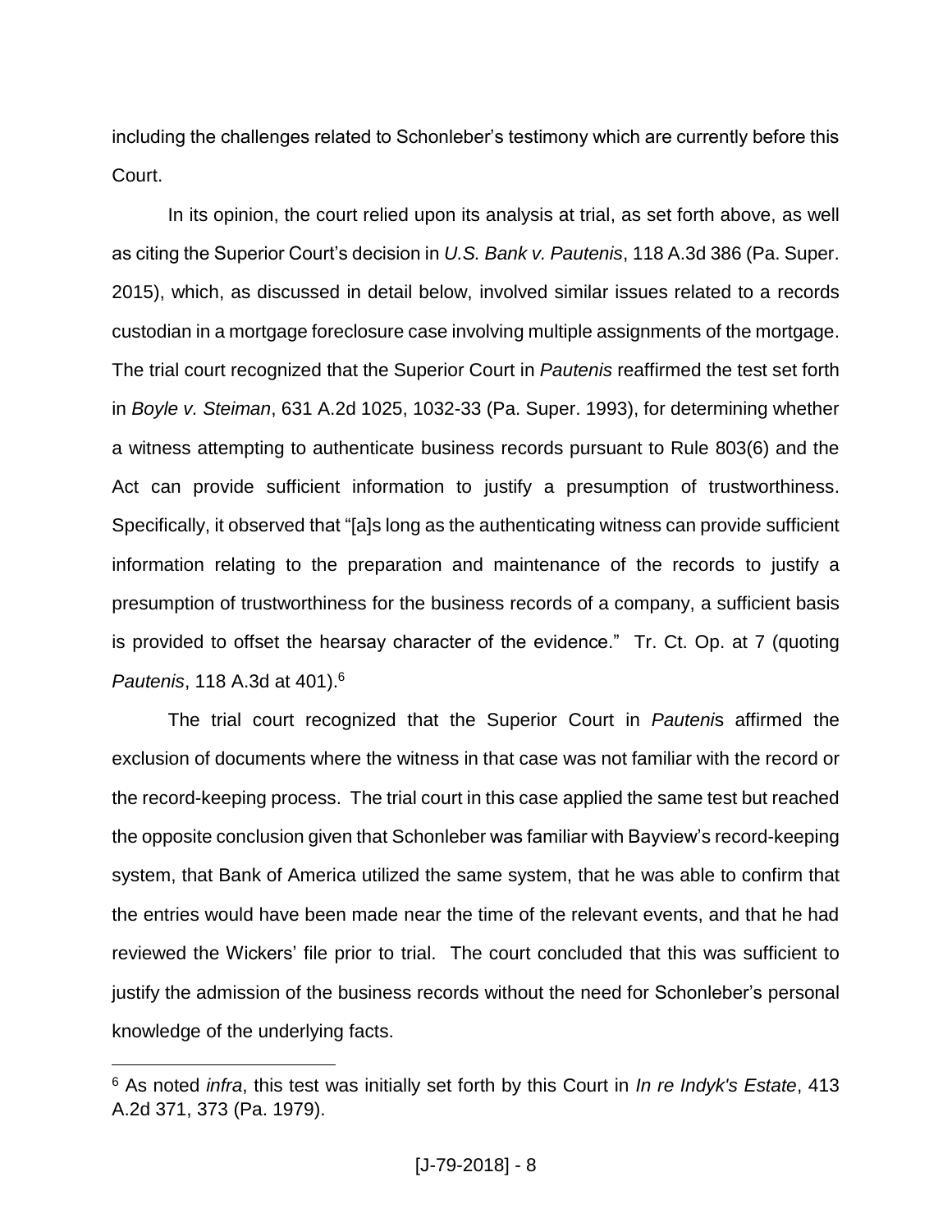including the challenges related to Schonleber's testimony which are currently before this Court.

In its opinion, the court relied upon its analysis at trial, as set forth above, as well as citing the Superior Court's decision in *U.S. Bank v. Pautenis*, 118 A.3d 386 (Pa. Super. 2015), which, as discussed in detail below, involved similar issues related to a records custodian in a mortgage foreclosure case involving multiple assignments of the mortgage. The trial court recognized that the Superior Court in *Pautenis* reaffirmed the test set forth in *Boyle v. Steiman*, 631 A.2d 1025, 1032-33 (Pa. Super. 1993), for determining whether a witness attempting to authenticate business records pursuant to Rule 803(6) and the Act can provide sufficient information to justify a presumption of trustworthiness. Specifically, it observed that "[a]s long as the authenticating witness can provide sufficient information relating to the preparation and maintenance of the records to justify a presumption of trustworthiness for the business records of a company, a sufficient basis is provided to offset the hearsay character of the evidence." Tr. Ct. Op. at 7 (quoting *Pautenis*, 118 A.3d at 401).[6]

The trial court recognized that the Superior Court in *Pautenis* affirmed the exclusion of documents where the witness in that case was not familiar with the record or the record-keeping process. The trial court in this case applied the same test but reached the opposite conclusion given that Schonleber was familiar with Bayview's record-keeping system, that Bank of America utilized the same system, that he was able to confirm that the entries would have been made near the time of the relevant events, and that he had reviewed the Wickers' file prior to trial. The court concluded that this was sufficient to justify the admission of the business records without the need for Schonleber's personal knowledge of the underlying facts.

---

[6] As noted *infra*, this test was initially set forth by this Court in *In re Indyk's Estate*, 413 A.2d 371, 373 (Pa. 1979).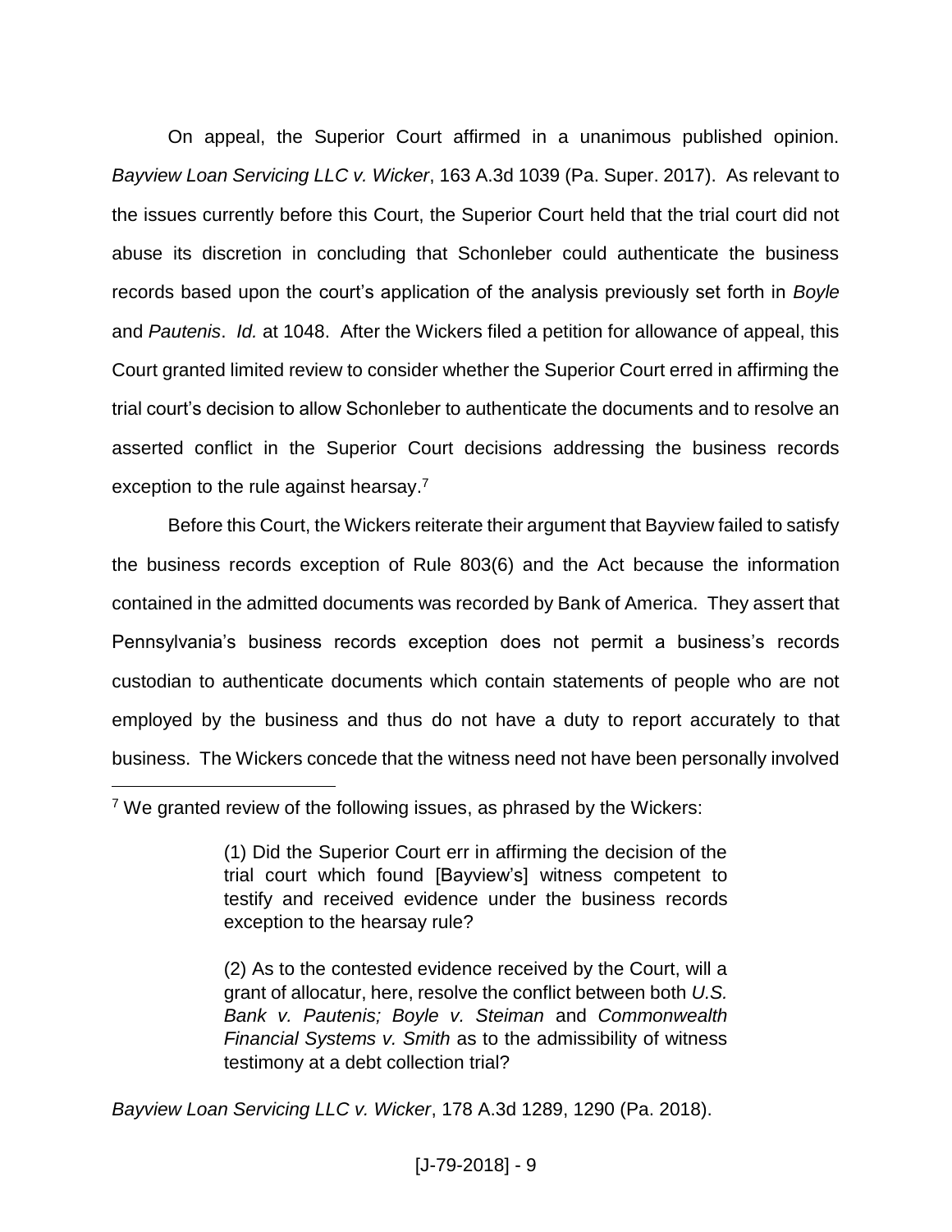On appeal, the Superior Court affirmed in a unanimous published opinion. *Bayview Loan Servicing LLC v. Wicker*, 163 A.3d 1039 (Pa. Super. 2017). As relevant to the issues currently before this Court, the Superior Court held that the trial court did not abuse its discretion in concluding that Schonleber could authenticate the business records based upon the court's application of the analysis previously set forth in *Boyle* and *Pautenis*. *Id.* at 1048. After the Wickers filed a petition for allowance of appeal, this Court granted limited review to consider whether the Superior Court erred in affirming the trial court's decision to allow Schonleber to authenticate the documents and to resolve an asserted conflict in the Superior Court decisions addressing the business records exception to the rule against hearsay.[7]

Before this Court, the Wickers reiterate their argument that Bayview failed to satisfy the business records exception of Rule 803(6) and the Act because the information contained in the admitted documents was recorded by Bank of America. They assert that Pennsylvania's business records exception does not permit a business's records custodian to authenticate documents which contain statements of people who are not employed by the business and thus do not have a duty to report accurately to that business. The Wickers concede that the witness need not have been personally involved

---

[7] We granted review of the following issues, as phrased by the Wickers:

> (1) Did the Superior Court err in affirming the decision of the trial court which found [Bayview's] witness competent to testify and received evidence under the business records exception to the hearsay rule?
>
> (2) As to the contested evidence received by the Court, will a grant of allocatur, here, resolve the conflict between both *U.S. Bank v. Pautenis; Boyle v. Steiman* and *Commonwealth Financial Systems v. Smith* as to the admissibility of witness testimony at a debt collection trial?

*Bayview Loan Servicing LLC v. Wicker*, 178 A.3d 1289, 1290 (Pa. 2018).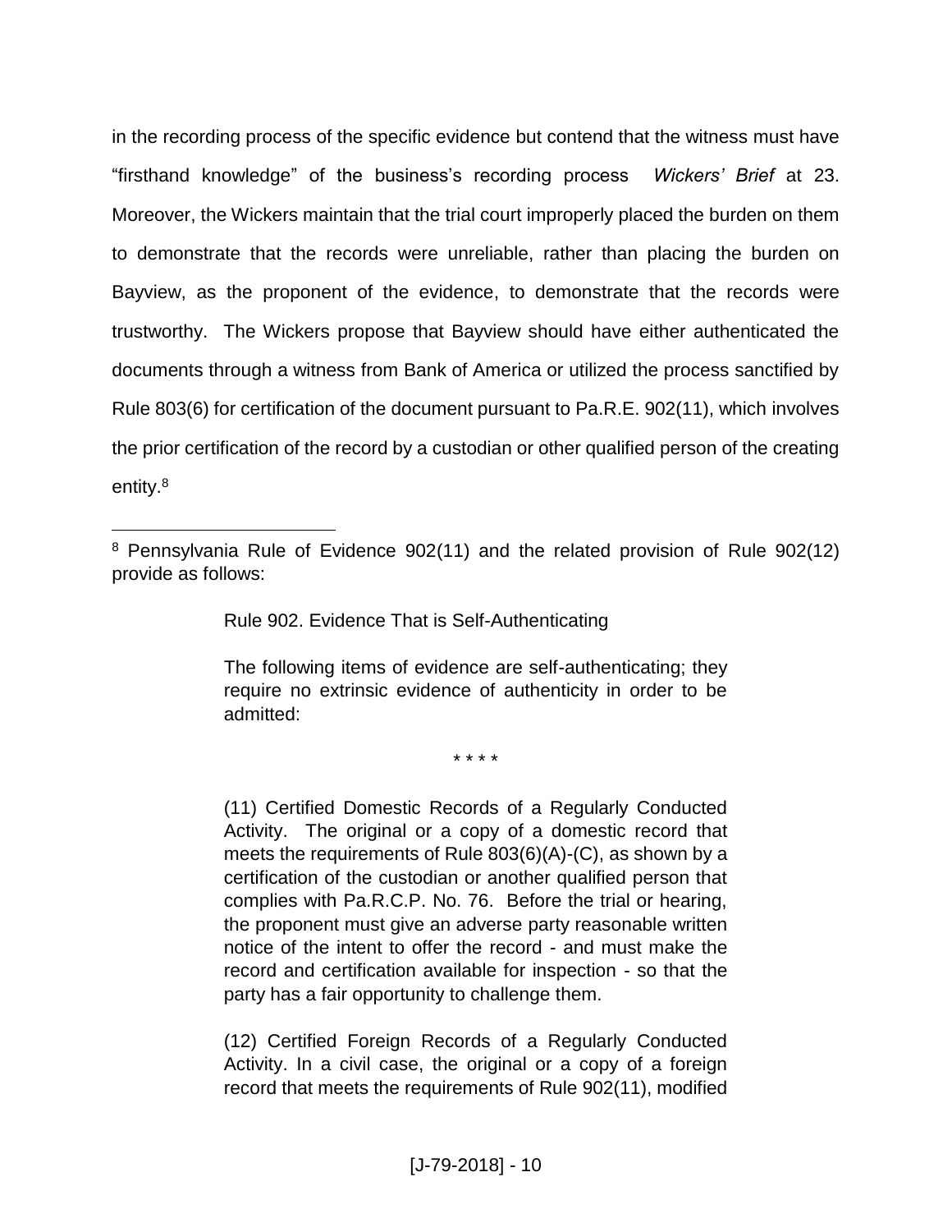in the recording process of the specific evidence but contend that the witness must have "firsthand knowledge" of the business's recording process *Wickers' Brief* at 23. Moreover, the Wickers maintain that the trial court improperly placed the burden on them to demonstrate that the records were unreliable, rather than placing the burden on Bayview, as the proponent of the evidence, to demonstrate that the records were trustworthy. The Wickers propose that Bayview should have either authenticated the documents through a witness from Bank of America or utilized the process sanctified by Rule 803(6) for certification of the document pursuant to Pa.R.E. 902(11), which involves the prior certification of the record by a custodian or other qualified person of the creating entity.[8]

---

[8] Pennsylvania Rule of Evidence 902(11) and the related provision of Rule 902(12) provide as follows:

> Rule 902. Evidence That is Self-Authenticating
>
> The following items of evidence are self-authenticating; they require no extrinsic evidence of authenticity in order to be admitted:
>
> * * * *
>
> (11) Certified Domestic Records of a Regularly Conducted Activity. The original or a copy of a domestic record that meets the requirements of Rule 803(6)(A)-(C), as shown by a certification of the custodian or another qualified person that complies with Pa.R.C.P. No. 76. Before the trial or hearing, the proponent must give an adverse party reasonable written notice of the intent to offer the record - and must make the record and certification available for inspection - so that the party has a fair opportunity to challenge them.
>
> (12) Certified Foreign Records of a Regularly Conducted Activity. In a civil case, the original or a copy of a foreign record that meets the requirements of Rule 902(11), modified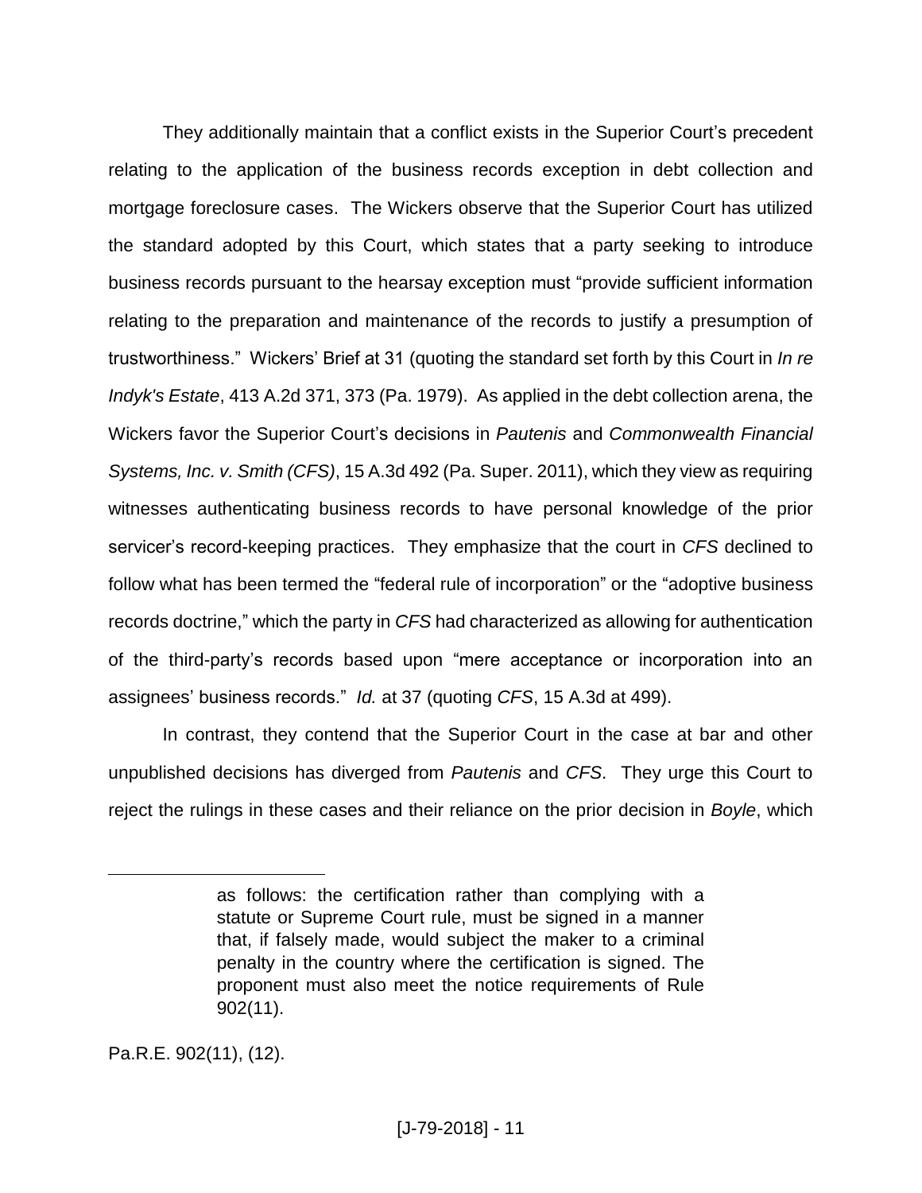They additionally maintain that a conflict exists in the Superior Court's precedent relating to the application of the business records exception in debt collection and mortgage foreclosure cases. The Wickers observe that the Superior Court has utilized the standard adopted by this Court, which states that a party seeking to introduce business records pursuant to the hearsay exception must "provide sufficient information relating to the preparation and maintenance of the records to justify a presumption of trustworthiness." Wickers' Brief at 31 (quoting the standard set forth by this Court in *In re Indyk's Estate*, 413 A.2d 371, 373 (Pa. 1979). As applied in the debt collection arena, the Wickers favor the Superior Court's decisions in *Pautenis* and *Commonwealth Financial Systems, Inc. v. Smith (CFS)*, 15 A.3d 492 (Pa. Super. 2011), which they view as requiring witnesses authenticating business records to have personal knowledge of the prior servicer's record-keeping practices. They emphasize that the court in *CFS* declined to follow what has been termed the "federal rule of incorporation" or the "adoptive business records doctrine," which the party in *CFS* had characterized as allowing for authentication of the third-party's records based upon "mere acceptance or incorporation into an assignees' business records." *Id.* at 37 (quoting *CFS*, 15 A.3d at 499).

In contrast, they contend that the Superior Court in the case at bar and other unpublished decisions has diverged from *Pautenis* and *CFS*. They urge this Court to reject the rulings in these cases and their reliance on the prior decision in *Boyle*, which

---

> as follows: the certification rather than complying with a statute or Supreme Court rule, must be signed in a manner that, if falsely made, would subject the maker to a criminal penalty in the country where the certification is signed. The proponent must also meet the notice requirements of Rule 902(11).

Pa.R.E. 902(11), (12).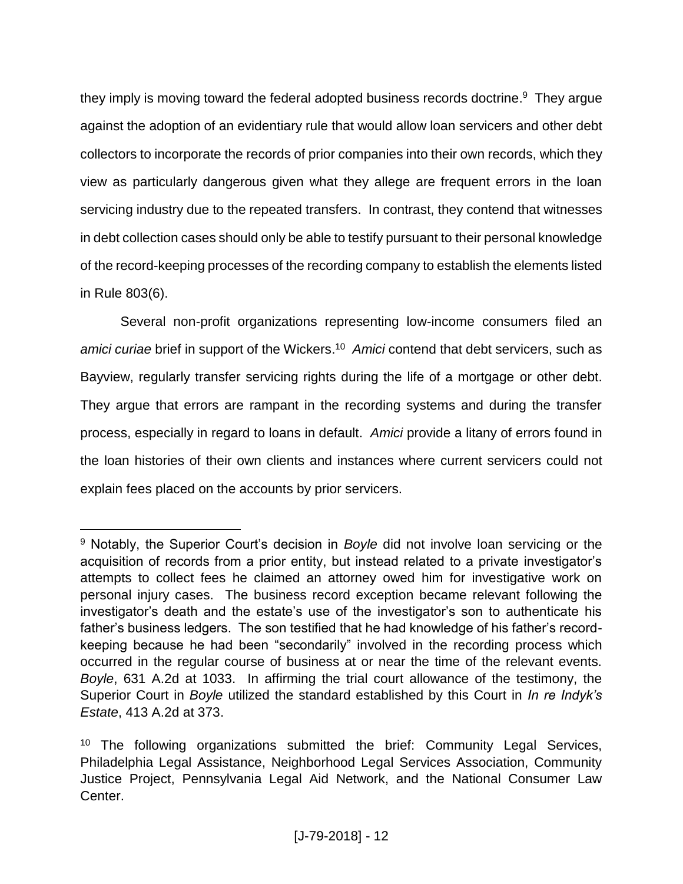they imply is moving toward the federal adopted business records doctrine.[9] They argue against the adoption of an evidentiary rule that would allow loan servicers and other debt collectors to incorporate the records of prior companies into their own records, which they view as particularly dangerous given what they allege are frequent errors in the loan servicing industry due to the repeated transfers. In contrast, they contend that witnesses in debt collection cases should only be able to testify pursuant to their personal knowledge of the record-keeping processes of the recording company to establish the elements listed in Rule 803(6).

Several non-profit organizations representing low-income consumers filed an *amici curiae* brief in support of the Wickers.[10] *Amici* contend that debt servicers, such as Bayview, regularly transfer servicing rights during the life of a mortgage or other debt. They argue that errors are rampant in the recording systems and during the transfer process, especially in regard to loans in default. *Amici* provide a litany of errors found in the loan histories of their own clients and instances where current servicers could not explain fees placed on the accounts by prior servicers.

---

[9] Notably, the Superior Court's decision in *Boyle* did not involve loan servicing or the acquisition of records from a prior entity, but instead related to a private investigator's attempts to collect fees he claimed an attorney owed him for investigative work on personal injury cases. The business record exception became relevant following the investigator's death and the estate's use of the investigator's son to authenticate his father's business ledgers. The son testified that he had knowledge of his father's record-keeping because he had been "secondarily" involved in the recording process which occurred in the regular course of business at or near the time of the relevant events. *Boyle*, 631 A.2d at 1033. In affirming the trial court allowance of the testimony, the Superior Court in *Boyle* utilized the standard established by this Court in *In re Indyk's Estate*, 413 A.2d at 373.

[10] The following organizations submitted the brief: Community Legal Services, Philadelphia Legal Assistance, Neighborhood Legal Services Association, Community Justice Project, Pennsylvania Legal Aid Network, and the National Consumer Law Center.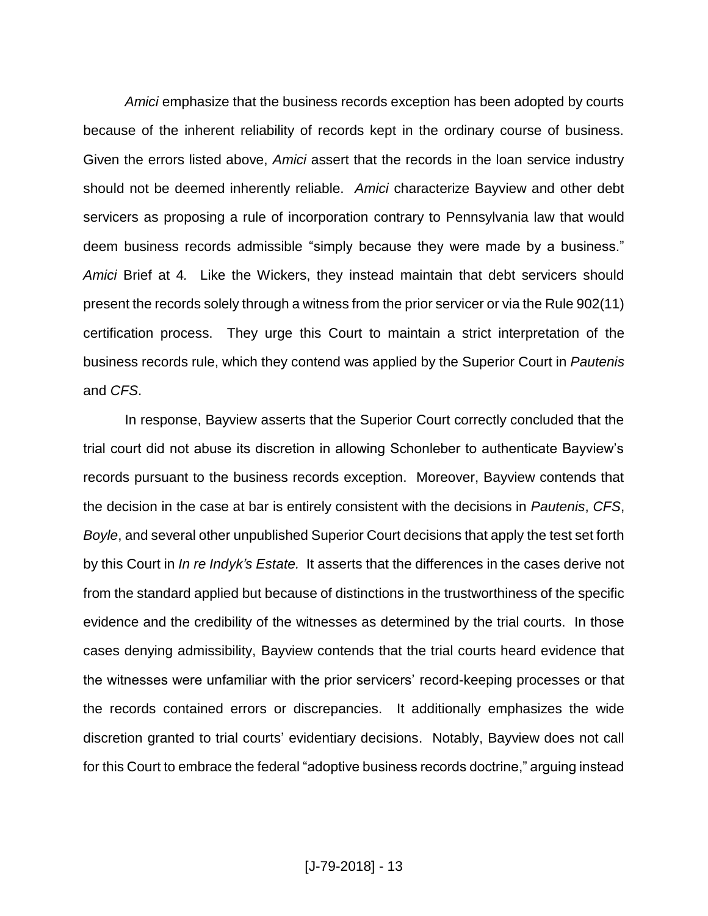*Amici* emphasize that the business records exception has been adopted by courts because of the inherent reliability of records kept in the ordinary course of business. Given the errors listed above, *Amici* assert that the records in the loan service industry should not be deemed inherently reliable. *Amici* characterize Bayview and other debt servicers as proposing a rule of incorporation contrary to Pennsylvania law that would deem business records admissible "simply because they were made by a business." *Amici* Brief at 4*.* Like the Wickers, they instead maintain that debt servicers should present the records solely through a witness from the prior servicer or via the Rule 902(11) certification process. They urge this Court to maintain a strict interpretation of the business records rule, which they contend was applied by the Superior Court in *Pautenis* and *CFS*.

In response, Bayview asserts that the Superior Court correctly concluded that the trial court did not abuse its discretion in allowing Schonleber to authenticate Bayview's records pursuant to the business records exception. Moreover, Bayview contends that the decision in the case at bar is entirely consistent with the decisions in *Pautenis*, *CFS*, *Boyle*, and several other unpublished Superior Court decisions that apply the test set forth by this Court in *In re Indyk's Estate.* It asserts that the differences in the cases derive not from the standard applied but because of distinctions in the trustworthiness of the specific evidence and the credibility of the witnesses as determined by the trial courts. In those cases denying admissibility, Bayview contends that the trial courts heard evidence that the witnesses were unfamiliar with the prior servicers' record-keeping processes or that the records contained errors or discrepancies. It additionally emphasizes the wide discretion granted to trial courts' evidentiary decisions. Notably, Bayview does not call for this Court to embrace the federal "adoptive business records doctrine," arguing instead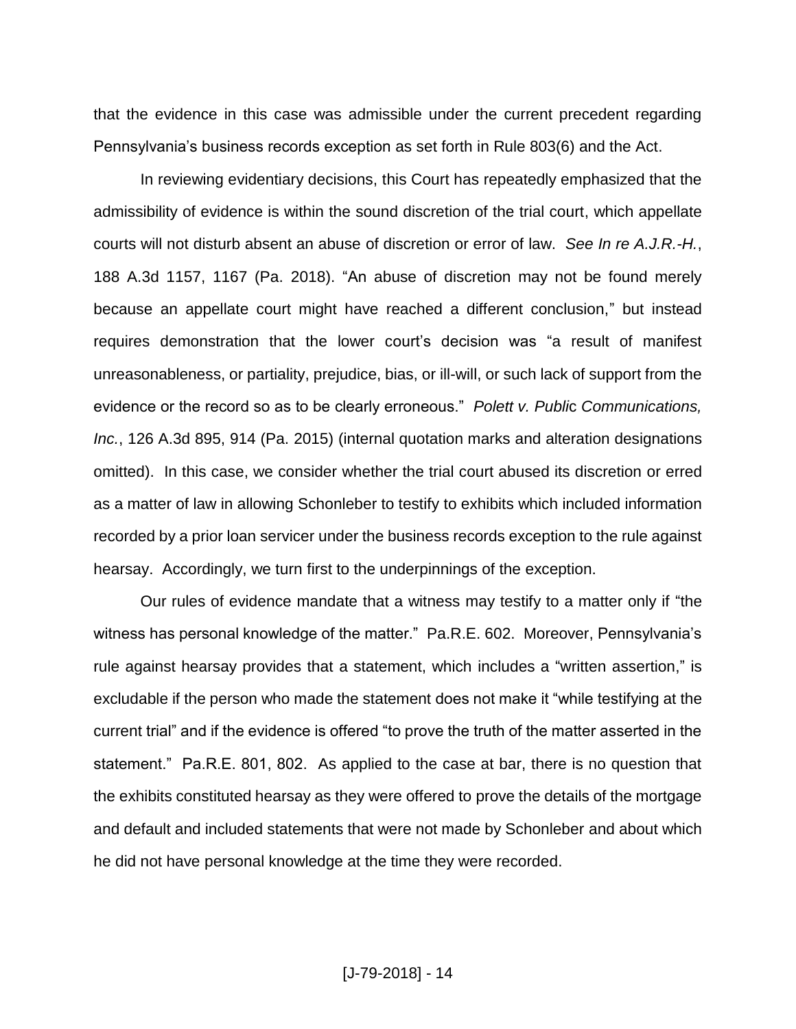that the evidence in this case was admissible under the current precedent regarding Pennsylvania's business records exception as set forth in Rule 803(6) and the Act.

In reviewing evidentiary decisions, this Court has repeatedly emphasized that the admissibility of evidence is within the sound discretion of the trial court, which appellate courts will not disturb absent an abuse of discretion or error of law. *See In re A.J.R.-H.*, 188 A.3d 1157, 1167 (Pa. 2018). "An abuse of discretion may not be found merely because an appellate court might have reached a different conclusion," but instead requires demonstration that the lower court's decision was "a result of manifest unreasonableness, or partiality, prejudice, bias, or ill-will, or such lack of support from the evidence or the record so as to be clearly erroneous." *Polett v. Public Communications, Inc.*, 126 A.3d 895, 914 (Pa. 2015) (internal quotation marks and alteration designations omitted). In this case, we consider whether the trial court abused its discretion or erred as a matter of law in allowing Schonleber to testify to exhibits which included information recorded by a prior loan servicer under the business records exception to the rule against hearsay. Accordingly, we turn first to the underpinnings of the exception.

Our rules of evidence mandate that a witness may testify to a matter only if "the witness has personal knowledge of the matter." Pa.R.E. 602. Moreover, Pennsylvania's rule against hearsay provides that a statement, which includes a "written assertion," is excludable if the person who made the statement does not make it "while testifying at the current trial" and if the evidence is offered "to prove the truth of the matter asserted in the statement." Pa.R.E. 801, 802. As applied to the case at bar, there is no question that the exhibits constituted hearsay as they were offered to prove the details of the mortgage and default and included statements that were not made by Schonleber and about which he did not have personal knowledge at the time they were recorded.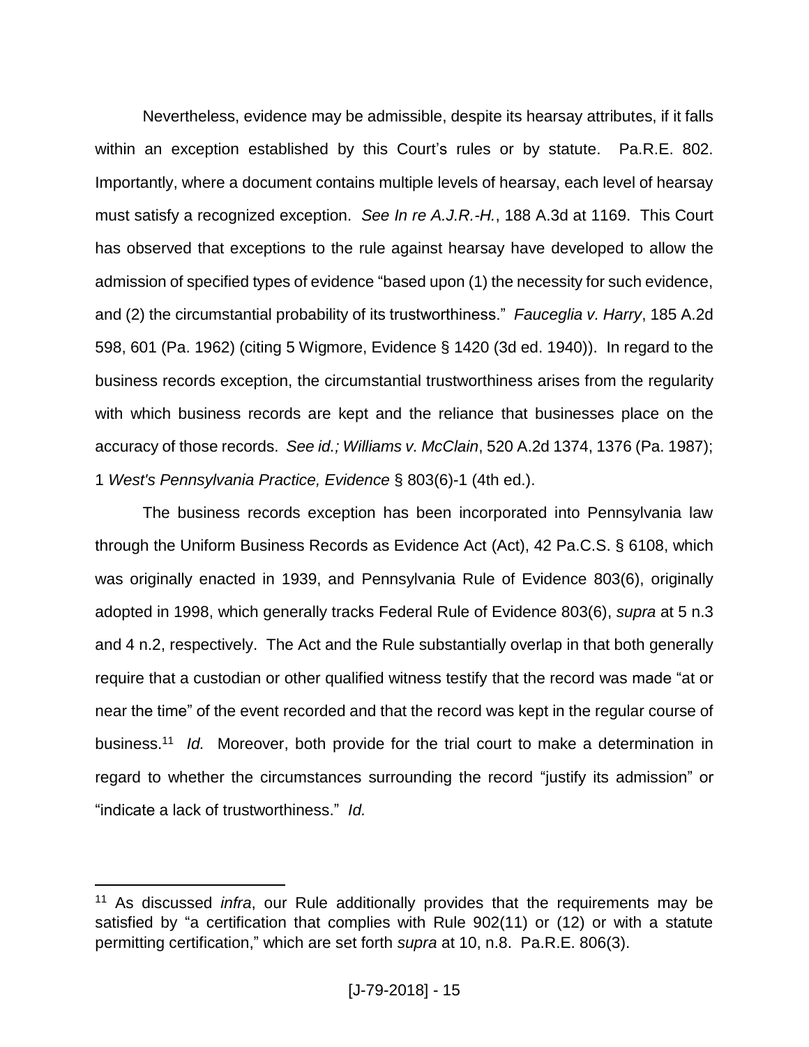Nevertheless, evidence may be admissible, despite its hearsay attributes, if it falls within an exception established by this Court's rules or by statute. Pa.R.E. 802. Importantly, where a document contains multiple levels of hearsay, each level of hearsay must satisfy a recognized exception. *See In re A.J.R.-H.*, 188 A.3d at 1169. This Court has observed that exceptions to the rule against hearsay have developed to allow the admission of specified types of evidence "based upon (1) the necessity for such evidence, and (2) the circumstantial probability of its trustworthiness." *Fauceglia v. Harry*, 185 A.2d 598, 601 (Pa. 1962) (citing 5 Wigmore, Evidence § 1420 (3d ed. 1940)). In regard to the business records exception, the circumstantial trustworthiness arises from the regularity with which business records are kept and the reliance that businesses place on the accuracy of those records. *See id.; Williams v. McClain*, 520 A.2d 1374, 1376 (Pa. 1987); 1 *West's Pennsylvania Practice, Evidence* § 803(6)-1 (4th ed.).

The business records exception has been incorporated into Pennsylvania law through the Uniform Business Records as Evidence Act (Act), 42 Pa.C.S. § 6108, which was originally enacted in 1939, and Pennsylvania Rule of Evidence 803(6), originally adopted in 1998, which generally tracks Federal Rule of Evidence 803(6), *supra* at 5 n.3 and 4 n.2, respectively. The Act and the Rule substantially overlap in that both generally require that a custodian or other qualified witness testify that the record was made "at or near the time" of the event recorded and that the record was kept in the regular course of business.[11] *Id.* Moreover, both provide for the trial court to make a determination in regard to whether the circumstances surrounding the record "justify its admission" or "indicate a lack of trustworthiness." *Id.*

[11] As discussed *infra*, our Rule additionally provides that the requirements may be satisfied by "a certification that complies with Rule 902(11) or (12) or with a statute permitting certification," which are set forth *supra* at 10, n.8. Pa.R.E. 806(3).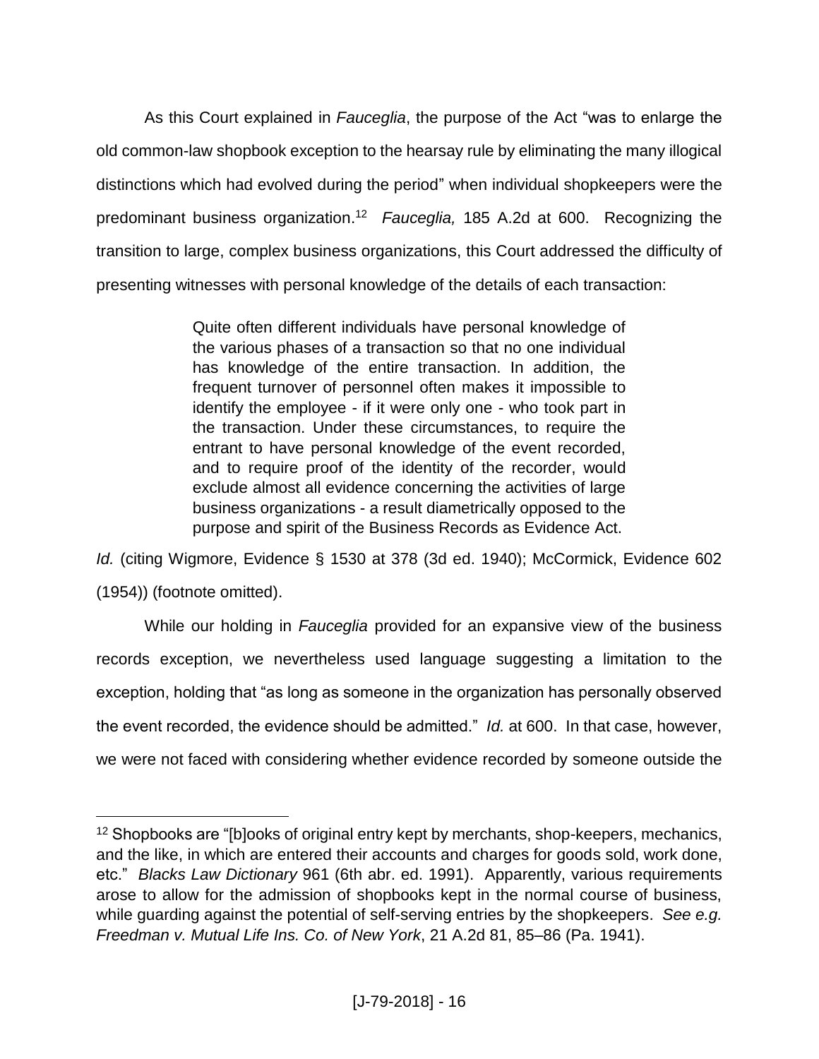As this Court explained in *Fauceglia*, the purpose of the Act "was to enlarge the old common-law shopbook exception to the hearsay rule by eliminating the many illogical distinctions which had evolved during the period" when individual shopkeepers were the predominant business organization.[12] *Fauceglia,* 185 A.2d at 600. Recognizing the transition to large, complex business organizations, this Court addressed the difficulty of presenting witnesses with personal knowledge of the details of each transaction:

> Quite often different individuals have personal knowledge of the various phases of a transaction so that no one individual has knowledge of the entire transaction. In addition, the frequent turnover of personnel often makes it impossible to identify the employee - if it were only one - who took part in the transaction. Under these circumstances, to require the entrant to have personal knowledge of the event recorded, and to require proof of the identity of the recorder, would exclude almost all evidence concerning the activities of large business organizations - a result diametrically opposed to the purpose and spirit of the Business Records as Evidence Act.

*Id.* (citing Wigmore, Evidence § 1530 at 378 (3d ed. 1940); McCormick, Evidence 602 (1954)) (footnote omitted).

While our holding in *Fauceglia* provided for an expansive view of the business records exception, we nevertheless used language suggesting a limitation to the exception, holding that "as long as someone in the organization has personally observed the event recorded, the evidence should be admitted." *Id.* at 600. In that case, however, we were not faced with considering whether evidence recorded by someone outside the

---

[12] Shopbooks are "[b]ooks of original entry kept by merchants, shop-keepers, mechanics, and the like, in which are entered their accounts and charges for goods sold, work done, etc." *Blacks Law Dictionary* 961 (6th abr. ed. 1991). Apparently, various requirements arose to allow for the admission of shopbooks kept in the normal course of business, while guarding against the potential of self-serving entries by the shopkeepers. *See e.g. Freedman v. Mutual Life Ins. Co. of New York*, 21 A.2d 81, 85–86 (Pa. 1941).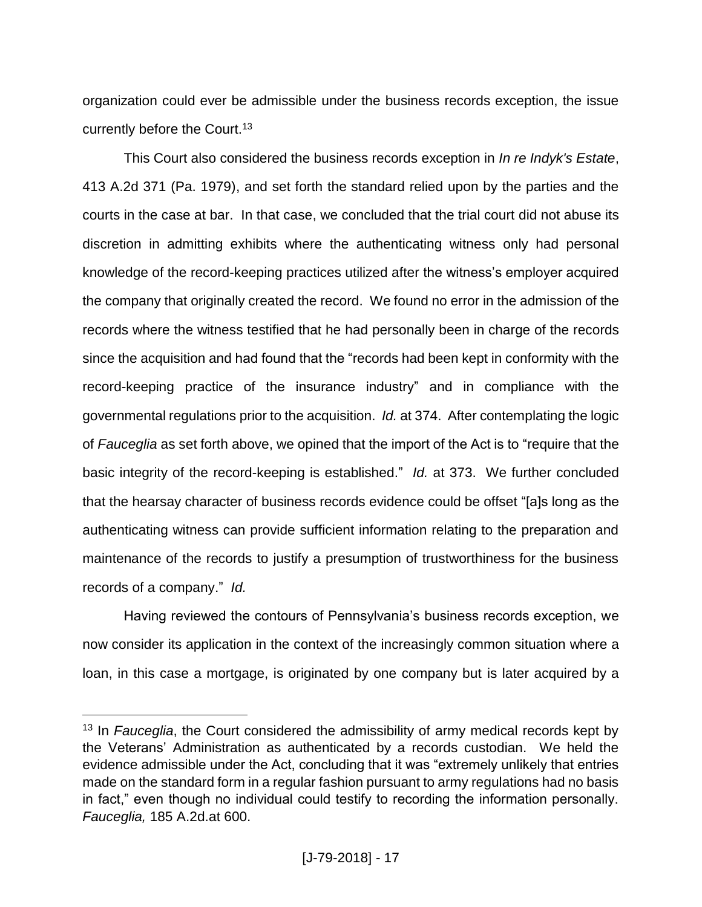organization could ever be admissible under the business records exception, the issue currently before the Court.[13]

This Court also considered the business records exception in *In re Indyk's Estate*, 413 A.2d 371 (Pa. 1979), and set forth the standard relied upon by the parties and the courts in the case at bar. In that case, we concluded that the trial court did not abuse its discretion in admitting exhibits where the authenticating witness only had personal knowledge of the record-keeping practices utilized after the witness's employer acquired the company that originally created the record. We found no error in the admission of the records where the witness testified that he had personally been in charge of the records since the acquisition and had found that the "records had been kept in conformity with the record-keeping practice of the insurance industry" and in compliance with the governmental regulations prior to the acquisition. *Id.* at 374. After contemplating the logic of *Fauceglia* as set forth above, we opined that the import of the Act is to "require that the basic integrity of the record-keeping is established." *Id.* at 373. We further concluded that the hearsay character of business records evidence could be offset "[a]s long as the authenticating witness can provide sufficient information relating to the preparation and maintenance of the records to justify a presumption of trustworthiness for the business records of a company." *Id.*

Having reviewed the contours of Pennsylvania's business records exception, we now consider its application in the context of the increasingly common situation where a loan, in this case a mortgage, is originated by one company but is later acquired by a

---

[13] In *Fauceglia*, the Court considered the admissibility of army medical records kept by the Veterans' Administration as authenticated by a records custodian. We held the evidence admissible under the Act, concluding that it was "extremely unlikely that entries made on the standard form in a regular fashion pursuant to army regulations had no basis in fact," even though no individual could testify to recording the information personally. *Fauceglia,* 185 A.2d.at 600.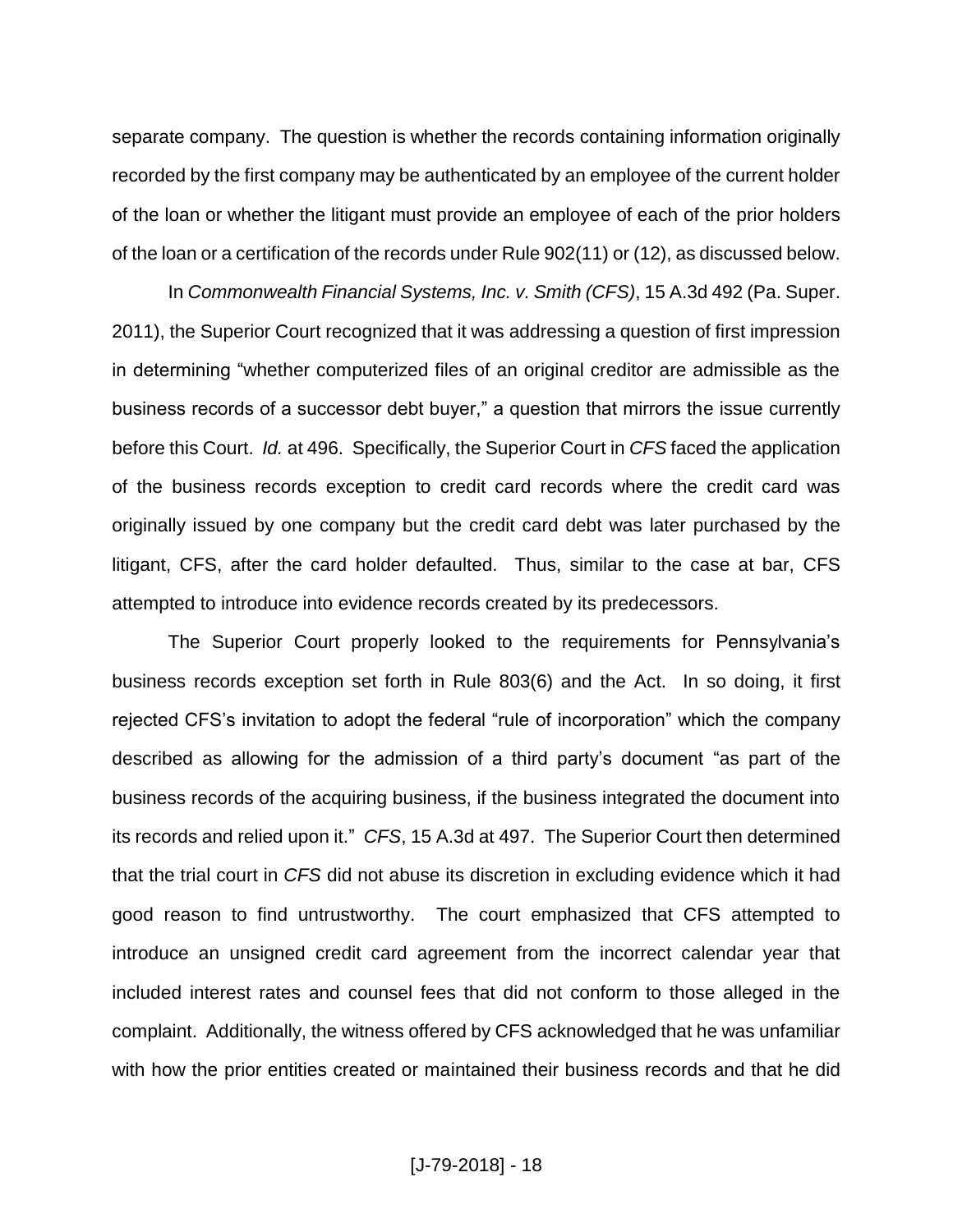separate company. The question is whether the records containing information originally recorded by the first company may be authenticated by an employee of the current holder of the loan or whether the litigant must provide an employee of each of the prior holders of the loan or a certification of the records under Rule 902(11) or (12), as discussed below.

In *Commonwealth Financial Systems, Inc. v. Smith (CFS)*, 15 A.3d 492 (Pa. Super. 2011), the Superior Court recognized that it was addressing a question of first impression in determining "whether computerized files of an original creditor are admissible as the business records of a successor debt buyer," a question that mirrors the issue currently before this Court. *Id.* at 496. Specifically, the Superior Court in *CFS* faced the application of the business records exception to credit card records where the credit card was originally issued by one company but the credit card debt was later purchased by the litigant, CFS, after the card holder defaulted. Thus, similar to the case at bar, CFS attempted to introduce into evidence records created by its predecessors.

The Superior Court properly looked to the requirements for Pennsylvania's business records exception set forth in Rule 803(6) and the Act. In so doing, it first rejected CFS's invitation to adopt the federal "rule of incorporation" which the company described as allowing for the admission of a third party's document "as part of the business records of the acquiring business, if the business integrated the document into its records and relied upon it." *CFS*, 15 A.3d at 497. The Superior Court then determined that the trial court in *CFS* did not abuse its discretion in excluding evidence which it had good reason to find untrustworthy. The court emphasized that CFS attempted to introduce an unsigned credit card agreement from the incorrect calendar year that included interest rates and counsel fees that did not conform to those alleged in the complaint. Additionally, the witness offered by CFS acknowledged that he was unfamiliar with how the prior entities created or maintained their business records and that he did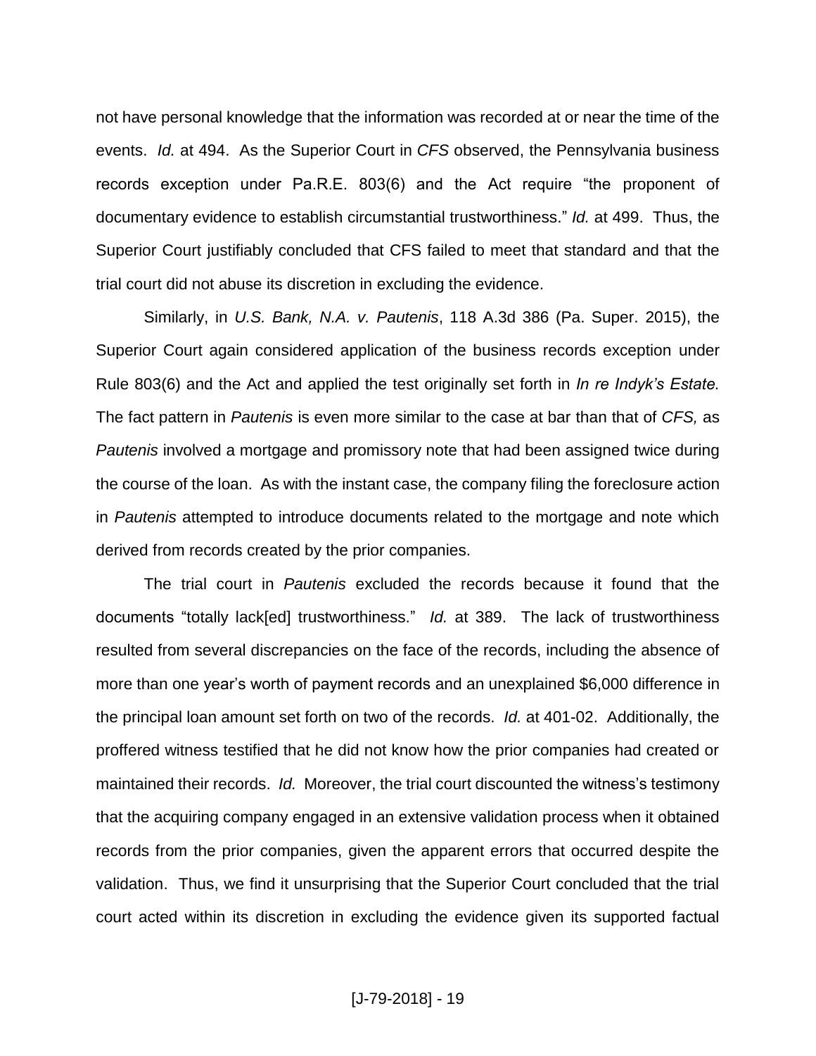not have personal knowledge that the information was recorded at or near the time of the events. *Id.* at 494. As the Superior Court in *CFS* observed, the Pennsylvania business records exception under Pa.R.E. 803(6) and the Act require "the proponent of documentary evidence to establish circumstantial trustworthiness." *Id.* at 499. Thus, the Superior Court justifiably concluded that CFS failed to meet that standard and that the trial court did not abuse its discretion in excluding the evidence.

Similarly, in *U.S. Bank, N.A. v. Pautenis*, 118 A.3d 386 (Pa. Super. 2015), the Superior Court again considered application of the business records exception under Rule 803(6) and the Act and applied the test originally set forth in *In re Indyk's Estate.* The fact pattern in *Pautenis* is even more similar to the case at bar than that of *CFS,* as *Pautenis* involved a mortgage and promissory note that had been assigned twice during the course of the loan. As with the instant case, the company filing the foreclosure action in *Pautenis* attempted to introduce documents related to the mortgage and note which derived from records created by the prior companies.

The trial court in *Pautenis* excluded the records because it found that the documents "totally lack[ed] trustworthiness." *Id.* at 389. The lack of trustworthiness resulted from several discrepancies on the face of the records, including the absence of more than one year's worth of payment records and an unexplained $6,000 difference in the principal loan amount set forth on two of the records. *Id.* at 401-02. Additionally, the proffered witness testified that he did not know how the prior companies had created or maintained their records. *Id.* Moreover, the trial court discounted the witness's testimony that the acquiring company engaged in an extensive validation process when it obtained records from the prior companies, given the apparent errors that occurred despite the validation. Thus, we find it unsurprising that the Superior Court concluded that the trial court acted within its discretion in excluding the evidence given its supported factual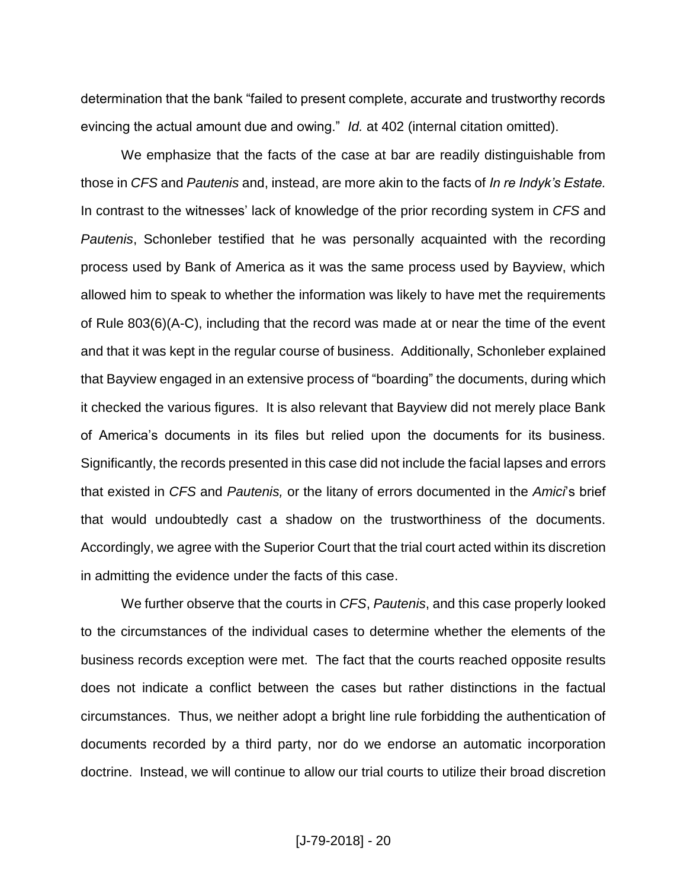determination that the bank "failed to present complete, accurate and trustworthy records evincing the actual amount due and owing." *Id.* at 402 (internal citation omitted).

We emphasize that the facts of the case at bar are readily distinguishable from those in *CFS* and *Pautenis* and, instead, are more akin to the facts of *In re Indyk's Estate.* In contrast to the witnesses' lack of knowledge of the prior recording system in *CFS* and *Pautenis*, Schonleber testified that he was personally acquainted with the recording process used by Bank of America as it was the same process used by Bayview, which allowed him to speak to whether the information was likely to have met the requirements of Rule 803(6)(A-C), including that the record was made at or near the time of the event and that it was kept in the regular course of business. Additionally, Schonleber explained that Bayview engaged in an extensive process of "boarding" the documents, during which it checked the various figures. It is also relevant that Bayview did not merely place Bank of America's documents in its files but relied upon the documents for its business. Significantly, the records presented in this case did not include the facial lapses and errors that existed in *CFS* and *Pautenis,* or the litany of errors documented in the *Amici*'s brief that would undoubtedly cast a shadow on the trustworthiness of the documents. Accordingly, we agree with the Superior Court that the trial court acted within its discretion in admitting the evidence under the facts of this case.

We further observe that the courts in *CFS*, *Pautenis*, and this case properly looked to the circumstances of the individual cases to determine whether the elements of the business records exception were met. The fact that the courts reached opposite results does not indicate a conflict between the cases but rather distinctions in the factual circumstances. Thus, we neither adopt a bright line rule forbidding the authentication of documents recorded by a third party, nor do we endorse an automatic incorporation doctrine. Instead, we will continue to allow our trial courts to utilize their broad discretion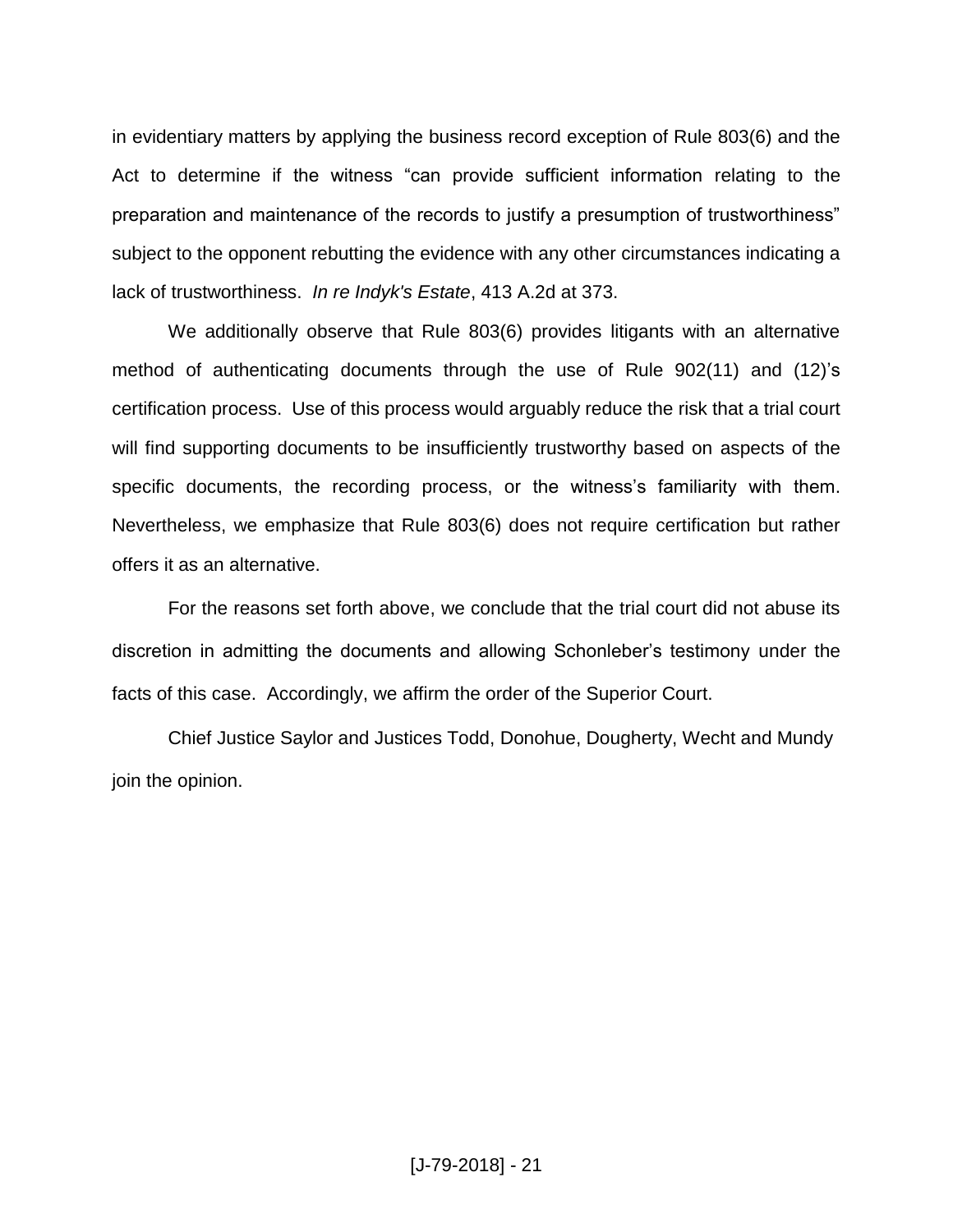in evidentiary matters by applying the business record exception of Rule 803(6) and the Act to determine if the witness "can provide sufficient information relating to the preparation and maintenance of the records to justify a presumption of trustworthiness" subject to the opponent rebutting the evidence with any other circumstances indicating a lack of trustworthiness. *In re Indyk's Estate*, 413 A.2d at 373.

We additionally observe that Rule 803(6) provides litigants with an alternative method of authenticating documents through the use of Rule 902(11) and (12)'s certification process. Use of this process would arguably reduce the risk that a trial court will find supporting documents to be insufficiently trustworthy based on aspects of the specific documents, the recording process, or the witness's familiarity with them. Nevertheless, we emphasize that Rule 803(6) does not require certification but rather offers it as an alternative.

For the reasons set forth above, we conclude that the trial court did not abuse its discretion in admitting the documents and allowing Schonleber's testimony under the facts of this case. Accordingly, we affirm the order of the Superior Court.

Chief Justice Saylor and Justices Todd, Donohue, Dougherty, Wecht and Mundy join the opinion.